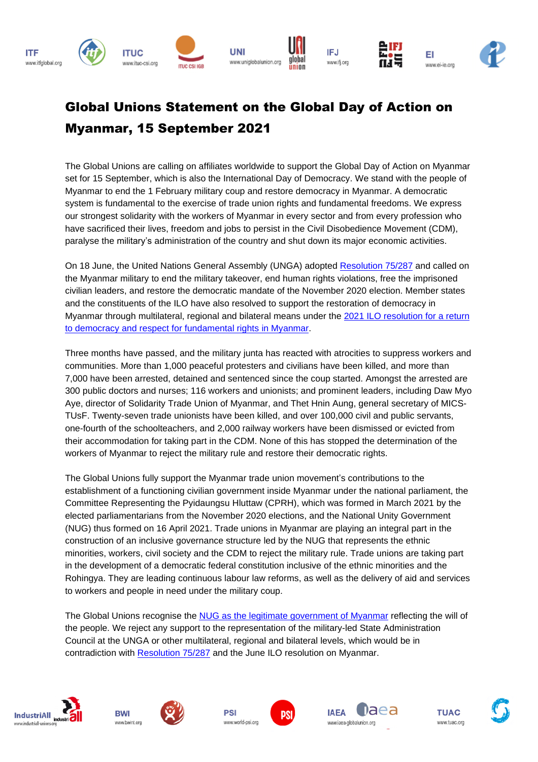ITF www.itfglobal.org | ITUC www.ituc-csi.org | UNI www.uniglobalunion.org | IFJ www.ifj.org | EI www.ei-ie.org

# Global Unions Statement on the Global Day of Action on Myanmar, 15 September 2021

The Global Unions are calling on affiliates worldwide to support the Global Day of Action on Myanmar set for 15 September, which is also the International Day of Democracy. We stand with the people of Myanmar to end the 1 February military coup and restore democracy in Myanmar. A democratic system is fundamental to the exercise of trade union rights and fundamental freedoms. We express our strongest solidarity with the workers of Myanmar in every sector and from every profession who have sacrificed their lives, freedom and jobs to persist in the Civil Disobedience Movement (CDM), paralyse the military's administration of the country and shut down its major economic activities.

On 18 June, the United Nations General Assembly (UNGA) adopted [Resolution 75/287] and called on the Myanmar military to end the military takeover, end human rights violations, free the imprisoned civilian leaders, and restore the democratic mandate of the November 2020 election. Member states and the constituents of the ILO have also resolved to support the restoration of democracy in Myanmar through multilateral, regional and bilateral means under the [2021 ILO resolution for a return to democracy and respect for fundamental rights in Myanmar].

Three months have passed, and the military junta has reacted with atrocities to suppress workers and communities. More than 1,000 peaceful protesters and civilians have been killed, and more than 7,000 have been arrested, detained and sentenced since the coup started. Amongst the arrested are 300 public doctors and nurses; 116 workers and unionists; and prominent leaders, including Daw Myo Aye, director of Solidarity Trade Union of Myanmar, and Thet Hnin Aung, general secretary of MICS-TUsF. Twenty-seven trade unionists have been killed, and over 100,000 civil and public servants, one-fourth of the schoolteachers, and 2,000 railway workers have been dismissed or evicted from their accommodation for taking part in the CDM. None of this has stopped the determination of the workers of Myanmar to reject the military rule and restore their democratic rights.

The Global Unions fully support the Myanmar trade union movement's contributions to the establishment of a functioning civilian government inside Myanmar under the national parliament, the Committee Representing the Pyidaungsu Hluttaw (CPRH), which was formed in March 2021 by the elected parliamentarians from the November 2020 elections, and the National Unity Government (NUG) thus formed on 16 April 2021. Trade unions in Myanmar are playing an integral part in the construction of an inclusive governance structure led by the NUG that represents the ethnic minorities, workers, civil society and the CDM to reject the military rule. Trade unions are taking part in the development of a democratic federal constitution inclusive of the ethnic minorities and the Rohingya. They are leading continuous labour law reforms, as well as the delivery of aid and services to workers and people in need under the military coup.

The Global Unions recognise the [NUG as the legitimate government of Myanmar] reflecting the will of the people. We reject any support to the representation of the military-led State Administration Council at the UNGA or other multilateral, regional and bilateral levels, which would be in contradiction with [Resolution 75/287] and the June ILO resolution on Myanmar.

IndustriALL www.industriall-union.org | BWI www.bwint.org | PSI www.world-psi.org | IAEA www.iaea-globalunion.org | TUAC www.tuac.org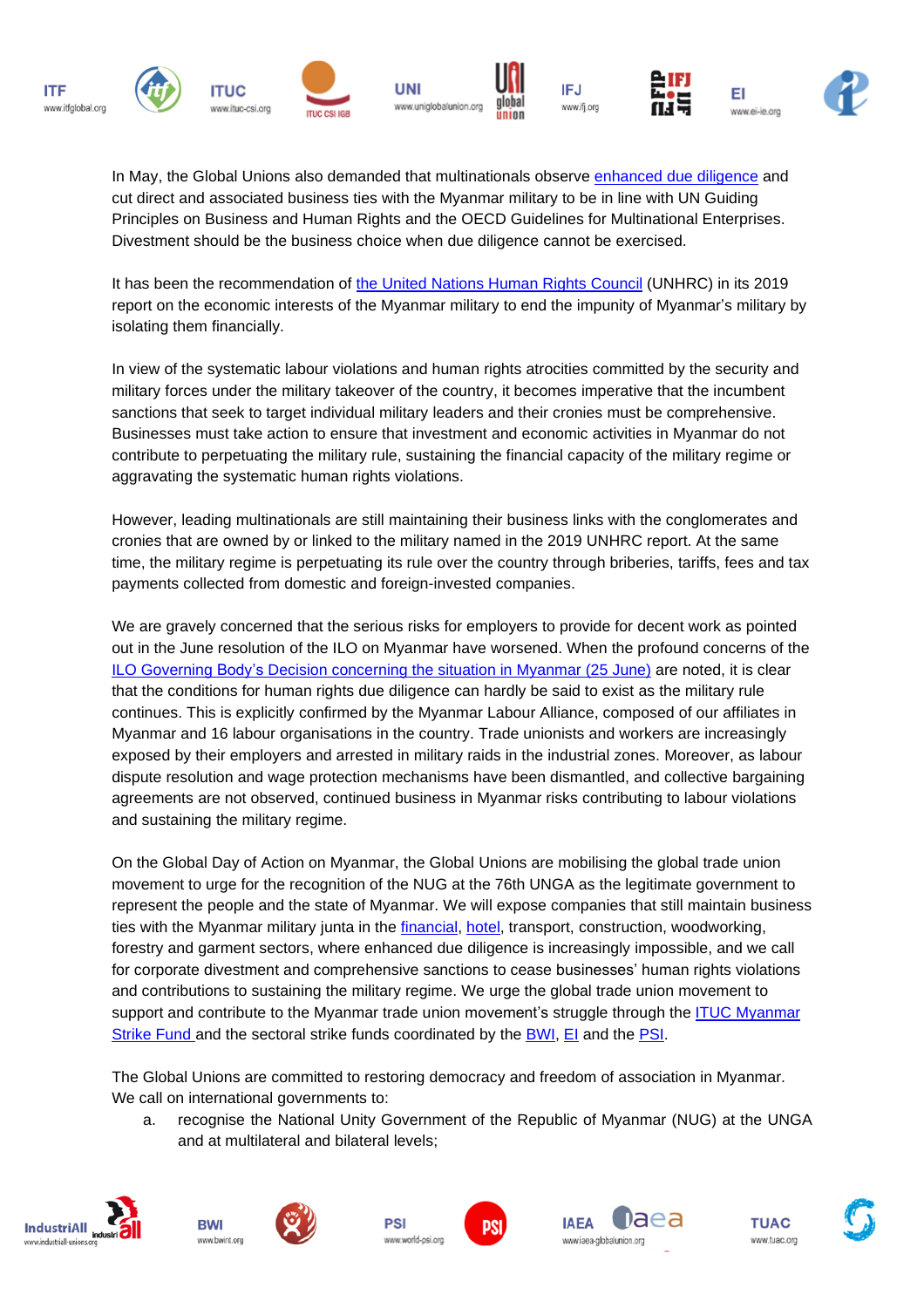In May, the Global Unions also demanded that multinationals observe enhanced due diligence and cut direct and associated business ties with the Myanmar military to be in line with UN Guiding Principles on Business and Human Rights and the OECD Guidelines for Multinational Enterprises. Divestment should be the business choice when due diligence cannot be exercised.

It has been the recommendation of the United Nations Human Rights Council (UNHRC) in its 2019 report on the economic interests of the Myanmar military to end the impunity of Myanmar's military by isolating them financially.

In view of the systematic labour violations and human rights atrocities committed by the security and military forces under the military takeover of the country, it becomes imperative that the incumbent sanctions that seek to target individual military leaders and their cronies must be comprehensive. Businesses must take action to ensure that investment and economic activities in Myanmar do not contribute to perpetuating the military rule, sustaining the financial capacity of the military regime or aggravating the systematic human rights violations.

However, leading multinationals are still maintaining their business links with the conglomerates and cronies that are owned by or linked to the military named in the 2019 UNHRC report. At the same time, the military regime is perpetuating its rule over the country through briberies, tariffs, fees and tax payments collected from domestic and foreign-invested companies.

We are gravely concerned that the serious risks for employers to provide for decent work as pointed out in the June resolution of the ILO on Myanmar have worsened. When the profound concerns of the ILO Governing Body's Decision concerning the situation in Myanmar (25 June) are noted, it is clear that the conditions for human rights due diligence can hardly be said to exist as the military rule continues. This is explicitly confirmed by the Myanmar Labour Alliance, composed of our affiliates in Myanmar and 16 labour organisations in the country. Trade unionists and workers are increasingly exposed by their employers and arrested in military raids in the industrial zones. Moreover, as labour dispute resolution and wage protection mechanisms have been dismantled, and collective bargaining agreements are not observed, continued business in Myanmar risks contributing to labour violations and sustaining the military regime.

On the Global Day of Action on Myanmar, the Global Unions are mobilising the global trade union movement to urge for the recognition of the NUG at the 76th UNGA as the legitimate government to represent the people and the state of Myanmar. We will expose companies that still maintain business ties with the Myanmar military junta in the financial, hotel, transport, construction, woodworking, forestry and garment sectors, where enhanced due diligence is increasingly impossible, and we call for corporate divestment and comprehensive sanctions to cease businesses' human rights violations and contributions to sustaining the military regime. We urge the global trade union movement to support and contribute to the Myanmar trade union movement's struggle through the ITUC Myanmar Strike Fund and the sectoral strike funds coordinated by the BWI, EI and the PSI.

The Global Unions are committed to restoring democracy and freedom of association in Myanmar. We call on international governments to:

a. recognise the National Unity Government of the Republic of Myanmar (NUG) at the UNGA and at multilateral and bilateral levels;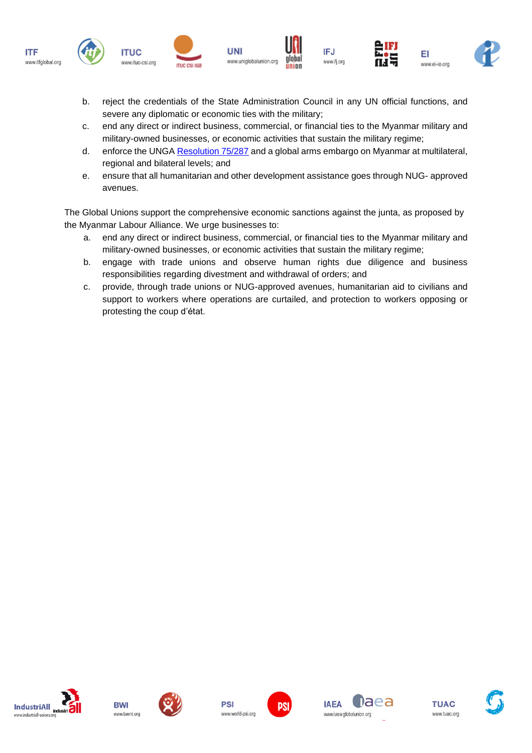b. reject the credentials of the State Administration Council in any UN official functions, and severe any diplomatic or economic ties with the military;
c. end any direct or indirect business, commercial, or financial ties to the Myanmar military and military-owned businesses, or economic activities that sustain the military regime;
d. enforce the UNGA [Resolution 75/287]() and a global arms embargo on Myanmar at multilateral, regional and bilateral levels; and
e. ensure that all humanitarian and other development assistance goes through NUG- approved avenues.

The Global Unions support the comprehensive economic sanctions against the junta, as proposed by the Myanmar Labour Alliance. We urge businesses to:

a. end any direct or indirect business, commercial, or financial ties to the Myanmar military and military-owned businesses, or economic activities that sustain the military regime;
b. engage with trade unions and observe human rights due diligence and business responsibilities regarding divestment and withdrawal of orders; and
c. provide, through trade unions or NUG-approved avenues, humanitarian aid to civilians and support to workers where operations are curtailed, and protection to workers opposing or protesting the coup d'état.